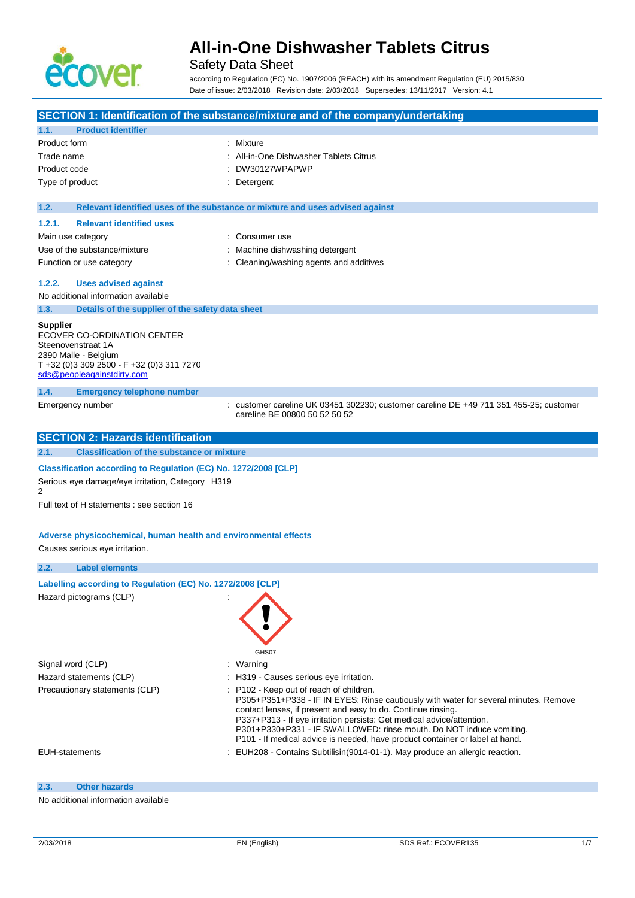# All-in-One Dishwasher Tablets Citrus

Safety Data Sheet

according to Regulation (EC) No. 1907/2006 (REACH) with its amendment Regulation (EU) 2015/830
Date of issue: 2/03/2018 Revision date: 2/03/2018 Supersedes: 13/11/2017 Version: 4.1

## SECTION 1: Identification of the substance/mixture and of the company/undertaking

### 1.1. Product identifier

| | |
|---|---|
| Product form | : Mixture |
| Trade name | : All-in-One Dishwasher Tablets Citrus |
| Product code | : DW30127WPAPWP |
| Type of product | : Detergent |

### 1.2. Relevant identified uses of the substance or mixture and uses advised against

#### 1.2.1. Relevant identified uses

| | |
|---|---|
| Main use category | : Consumer use |
| Use of the substance/mixture | : Machine dishwashing detergent |
| Function or use category | : Cleaning/washing agents and additives |

#### 1.2.2. Uses advised against

No additional information available

### 1.3. Details of the supplier of the safety data sheet

**Supplier**
ECOVER CO-ORDINATION CENTER
Steenovenstraat 1A
2390 Malle - Belgium
T +32 (0)3 309 2500 - F +32 (0)3 311 7270
sds@peopleagainstdirty.com

### 1.4. Emergency telephone number

| | |
|---|---|
| Emergency number | : customer careline UK 03451 302230; customer careline DE +49 711 351 455-25; customer careline BE 00800 50 52 50 52 |

## SECTION 2: Hazards identification

### 2.1. Classification of the substance or mixture

**Classification according to Regulation (EC) No. 1272/2008 [CLP]**

Serious eye damage/eye irritation, Category 2 H319

Full text of H statements : see section 16

**Adverse physicochemical, human health and environmental effects**

Causes serious eye irritation.

### 2.2. Label elements

**Labelling according to Regulation (EC) No. 1272/2008 [CLP]**

| | |
|---|---|
| Hazard pictograms (CLP) | : GHS07 |
| Signal word (CLP) | : Warning |
| Hazard statements (CLP) | : H319 - Causes serious eye irritation. |
| Precautionary statements (CLP) | : P102 - Keep out of reach of children.<br>P305+P351+P338 - IF IN EYES: Rinse cautiously with water for several minutes. Remove contact lenses, if present and easy to do. Continue rinsing.<br>P337+P313 - If eye irritation persists: Get medical advice/attention.<br>P301+P330+P331 - IF SWALLOWED: rinse mouth. Do NOT induce vomiting.<br>P101 - If medical advice is needed, have product container or label at hand. |
| EUH-statements | : EUH208 - Contains Subtilisin(9014-01-1). May produce an allergic reaction. |

### 2.3. Other hazards

No additional information available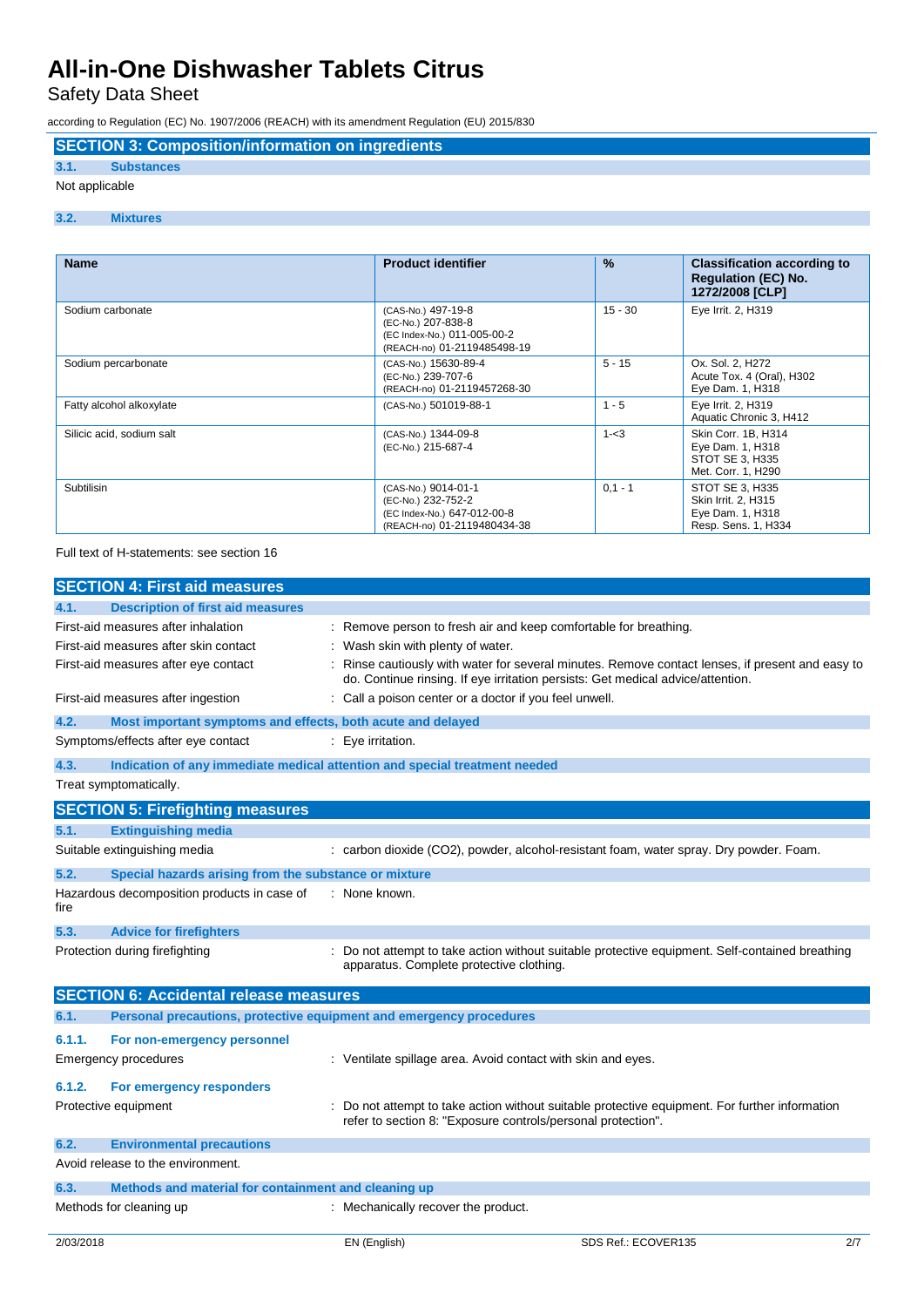# All-in-One Dishwasher Tablets Citrus

Safety Data Sheet

according to Regulation (EC) No. 1907/2006 (REACH) with its amendment Regulation (EU) 2015/830

## SECTION 3: Composition/information on ingredients

### 3.1. Substances

Not applicable

### 3.2. Mixtures

| Name | Product identifier | % | Classification according to Regulation (EC) No. 1272/2008 [CLP] |
|---|---|---|---|
| Sodium carbonate | (CAS-No.) 497-19-8<br>(EC-No.) 207-838-8<br>(EC Index-No.) 011-005-00-2<br>(REACH-no) 01-2119485498-19 | 15 - 30 | Eye Irrit. 2, H319 |
| Sodium percarbonate | (CAS-No.) 15630-89-4<br>(EC-No.) 239-707-6<br>(REACH-no) 01-2119457268-30 | 5 - 15 | Ox. Sol. 2, H272<br>Acute Tox. 4 (Oral), H302<br>Eye Dam. 1, H318 |
| Fatty alcohol alkoxylate | (CAS-No.) 501019-88-1 | 1 - 5 | Eye Irrit. 2, H319<br>Aquatic Chronic 3, H412 |
| Silicic acid, sodium salt | (CAS-No.) 1344-09-8<br>(EC-No.) 215-687-4 | 1-<3 | Skin Corr. 1B, H314<br>Eye Dam. 1, H318<br>STOT SE 3, H335<br>Met. Corr. 1, H290 |
| Subtilisin | (CAS-No.) 9014-01-1<br>(EC-No.) 232-752-2<br>(EC Index-No.) 647-012-00-8<br>(REACH-no) 01-2119480434-38 | 0,1 - 1 | STOT SE 3, H335<br>Skin Irrit. 2, H315<br>Eye Dam. 1, H318<br>Resp. Sens. 1, H334 |

Full text of H-statements: see section 16

## SECTION 4: First aid measures

### 4.1. Description of first aid measures

First-aid measures after inhalation : Remove person to fresh air and keep comfortable for breathing.

First-aid measures after skin contact : Wash skin with plenty of water.

First-aid measures after eye contact : Rinse cautiously with water for several minutes. Remove contact lenses, if present and easy to do. Continue rinsing. If eye irritation persists: Get medical advice/attention.

First-aid measures after ingestion : Call a poison center or a doctor if you feel unwell.

### 4.2. Most important symptoms and effects, both acute and delayed

Symptoms/effects after eye contact : Eye irritation.

### 4.3. Indication of any immediate medical attention and special treatment needed

Treat symptomatically.

## SECTION 5: Firefighting measures

### 5.1. Extinguishing media

Suitable extinguishing media : carbon dioxide ($CO_2$), powder, alcohol-resistant foam, water spray. Dry powder. Foam.

### 5.2. Special hazards arising from the substance or mixture

Hazardous decomposition products in case of fire : None known.

### 5.3. Advice for firefighters

Protection during firefighting : Do not attempt to take action without suitable protective equipment. Self-contained breathing apparatus. Complete protective clothing.

## SECTION 6: Accidental release measures

### 6.1. Personal precautions, protective equipment and emergency procedures

#### 6.1.1. For non-emergency personnel

Emergency procedures : Ventilate spillage area. Avoid contact with skin and eyes.

#### 6.1.2. For emergency responders

Protective equipment : Do not attempt to take action without suitable protective equipment. For further information refer to section 8: "Exposure controls/personal protection".

### 6.2. Environmental precautions

Avoid release to the environment.

### 6.3. Methods and material for containment and cleaning up

Methods for cleaning up : Mechanically recover the product.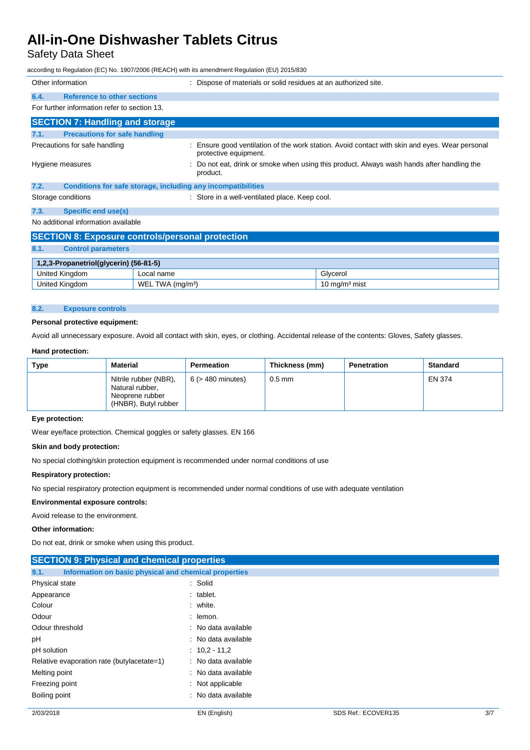| | |
|---|---|
| Other information | : Dispose of materials or solid residues at an authorized site. |

### 6.4. Reference to other sections

For further information refer to section 13.

## SECTION 7: Handling and storage

### 7.1. Precautions for safe handling

| | |
|---|---|
| Precautions for safe handling | : Ensure good ventilation of the work station. Avoid contact with skin and eyes. Wear personal protective equipment. |
| Hygiene measures | : Do not eat, drink or smoke when using this product. Always wash hands after handling the product. |

### 7.2. Conditions for safe storage, including any incompatibilities

| | |
|---|---|
| Storage conditions | : Store in a well-ventilated place. Keep cool. |

### 7.3. Specific end use(s)

No additional information available

## SECTION 8: Exposure controls/personal protection

### 8.1. Control parameters

| 1,2,3-Propanetriol(glycerin) (56-81-5) | | |
|---|---|---|
| United Kingdom | Local name | Glycerol |
| United Kingdom | WEL TWA (mg/m³) | 10 mg/m³ mist |

### 8.2. Exposure controls

**Personal protective equipment:**

Avoid all unnecessary exposure. Avoid all contact with skin, eyes, or clothing. Accidental release of the contents: Gloves, Safety glasses.

**Hand protection:**

| Type | Material | Permeation | Thickness (mm) | Penetration | Standard |
|---|---|---|---|---|---|
| | Nitrile rubber (NBR), Natural rubber, Neoprene rubber (HNBR), Butyl rubber | 6 (> 480 minutes) | 0.5 mm | | EN 374 |

**Eye protection:**

Wear eye/face protection. Chemical goggles or safety glasses. EN 166

**Skin and body protection:**

No special clothing/skin protection equipment is recommended under normal conditions of use

**Respiratory protection:**

No special respiratory protection equipment is recommended under normal conditions of use with adequate ventilation

**Environmental exposure controls:**

Avoid release to the environment.

**Other information:**

Do not eat, drink or smoke when using this product.

## SECTION 9: Physical and chemical properties

### 9.1. Information on basic physical and chemical properties

| | |
|---|---|
| Physical state | : Solid |
| Appearance | : tablet. |
| Colour | : white. |
| Odour | : lemon. |
| Odour threshold | : No data available |
| pH | : No data available |
| pH solution | : 10,2 - 11,2 |
| Relative evaporation rate (butylacetate=1) | : No data available |
| Melting point | : No data available |
| Freezing point | : Not applicable |
| Boiling point | : No data available |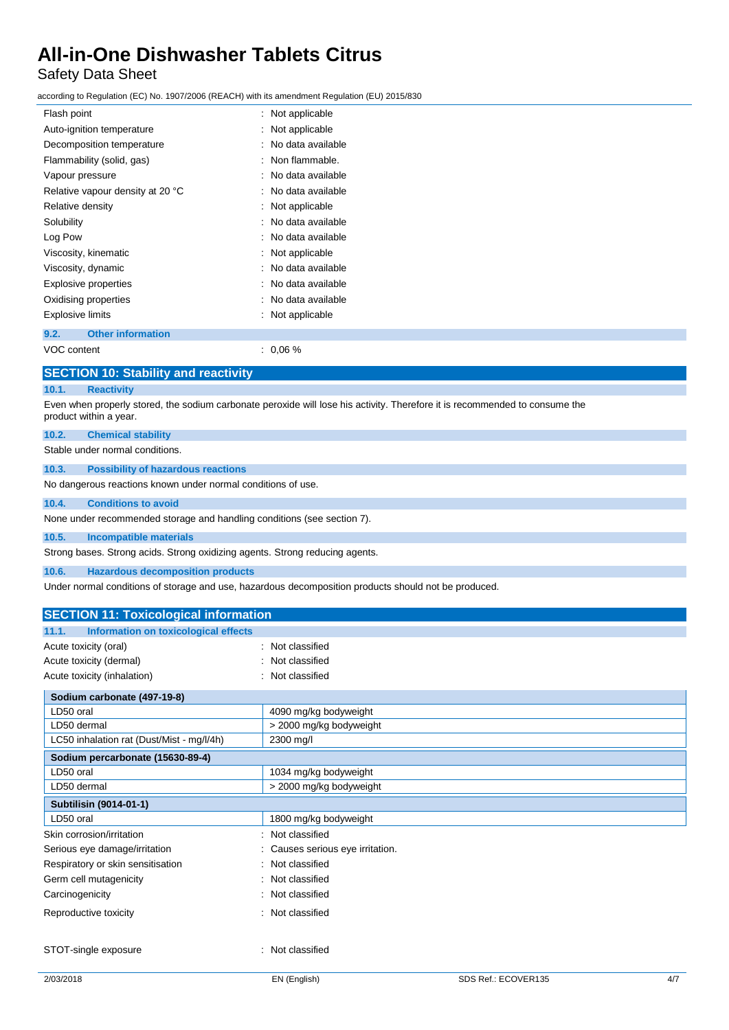| | |
|---|---|
| Flash point | : Not applicable |
| Auto-ignition temperature | : Not applicable |
| Decomposition temperature | : No data available |
| Flammability (solid, gas) | : Non flammable. |
| Vapour pressure | : No data available |
| Relative vapour density at 20 °C | : No data available |
| Relative density | : Not applicable |
| Solubility | : No data available |
| Log Pow | : No data available |
| Viscosity, kinematic | : Not applicable |
| Viscosity, dynamic | : No data available |
| Explosive properties | : No data available |
| Oxidising properties | : No data available |
| Explosive limits | : Not applicable |

### 9.2. Other information

| | |
|---|---|
| VOC content | : 0,06 % |

## SECTION 10: Stability and reactivity

### 10.1. Reactivity

Even when properly stored, the sodium carbonate peroxide will lose his activity. Therefore it is recommended to consume the product within a year.

### 10.2. Chemical stability

Stable under normal conditions.

### 10.3. Possibility of hazardous reactions

No dangerous reactions known under normal conditions of use.

### 10.4. Conditions to avoid

None under recommended storage and handling conditions (see section 7).

### 10.5. Incompatible materials

Strong bases. Strong acids. Strong oxidizing agents. Strong reducing agents.

### 10.6. Hazardous decomposition products

Under normal conditions of storage and use, hazardous decomposition products should not be produced.

## SECTION 11: Toxicological information

### 11.1. Information on toxicological effects

| | |
|---|---|
| Acute toxicity (oral) | : Not classified |
| Acute toxicity (dermal) | : Not classified |
| Acute toxicity (inhalation) | : Not classified |

| **Sodium carbonate (497-19-8)** | |
|---|---|
| LD50 oral | 4090 mg/kg bodyweight |
| LD50 dermal | > 2000 mg/kg bodyweight |
| LC50 inhalation rat (Dust/Mist - mg/l/4h) | 2300 mg/l |
| **Sodium percarbonate (15630-89-4)** | |
| LD50 oral | 1034 mg/kg bodyweight |
| LD50 dermal | > 2000 mg/kg bodyweight |
| **Subtilisin (9014-01-1)** | |
| LD50 oral | 1800 mg/kg bodyweight |

| | |
|---|---|
| Skin corrosion/irritation | : Not classified |
| Serious eye damage/irritation | : Causes serious eye irritation. |
| Respiratory or skin sensitisation | : Not classified |
| Germ cell mutagenicity | : Not classified |
| Carcinogenicity | : Not classified |
| Reproductive toxicity | : Not classified |
| STOT-single exposure | : Not classified |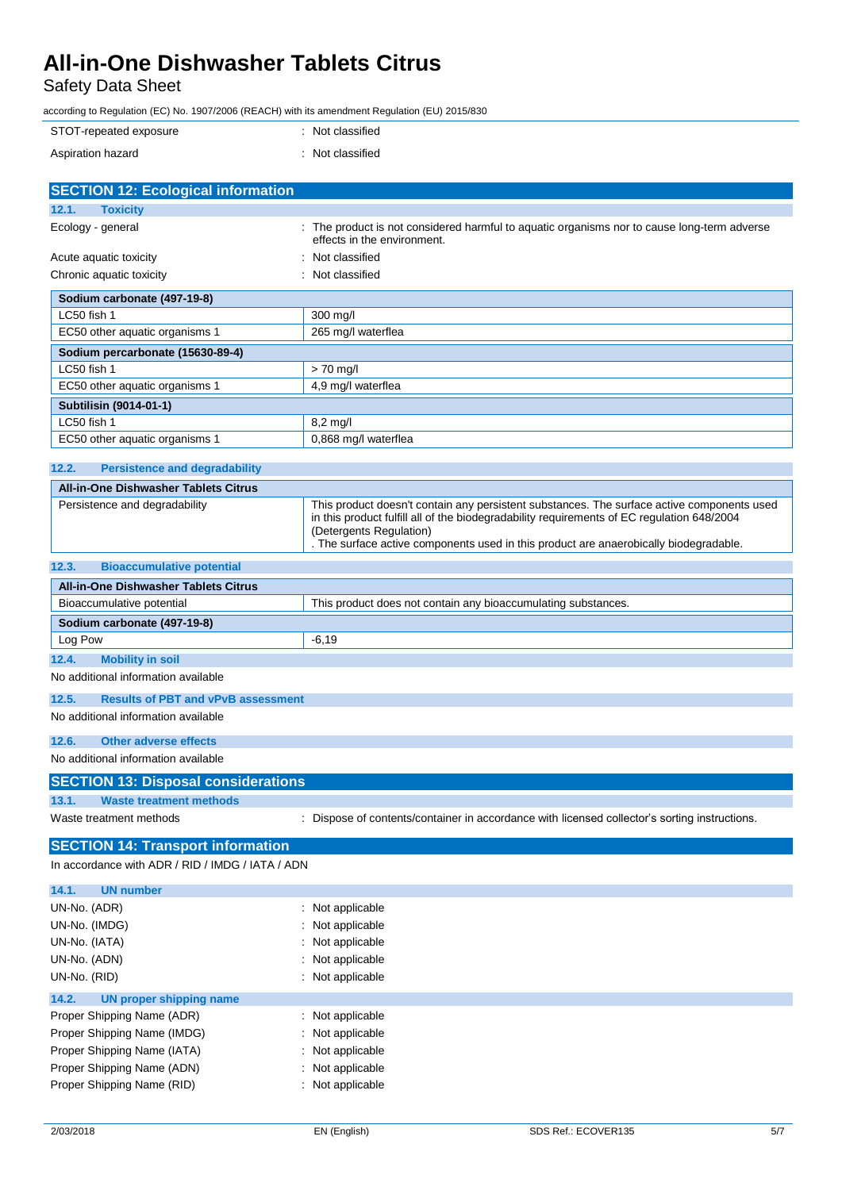| | |
|---|---|
| STOT-repeated exposure | : Not classified |
| Aspiration hazard | : Not classified |

## SECTION 12: Ecological information

### 12.1. Toxicity

| | |
|---|---|
| Ecology - general | : The product is not considered harmful to aquatic organisms nor to cause long-term adverse effects in the environment. |
| Acute aquatic toxicity | : Not classified |
| Chronic aquatic toxicity | : Not classified |

| **Sodium carbonate (497-19-8)** | |
|---|---|
| LC50 fish 1 | 300 mg/l |
| EC50 other aquatic organisms 1 | 265 mg/l waterflea |
| **Sodium percarbonate (15630-89-4)** | |
| LC50 fish 1 | > 70 mg/l |
| EC50 other aquatic organisms 1 | 4,9 mg/l waterflea |
| **Subtilisin (9014-01-1)** | |
| LC50 fish 1 | 8,2 mg/l |
| EC50 other aquatic organisms 1 | 0,868 mg/l waterflea |

### 12.2. Persistence and degradability

| **All-in-One Dishwasher Tablets Citrus** | |
|---|---|
| Persistence and degradability | This product doesn't contain any persistent substances. The surface active components used in this product fulfill all of the biodegradability requirements of EC regulation 648/2004 (Detergents Regulation) . The surface active components used in this product are anaerobically biodegradable. |

### 12.3. Bioaccumulative potential

| **All-in-One Dishwasher Tablets Citrus** | |
|---|---|
| Bioaccumulative potential | This product does not contain any bioaccumulating substances. |
| **Sodium carbonate (497-19-8)** | |
| Log Pow | -6,19 |

### 12.4. Mobility in soil

No additional information available

### 12.5. Results of PBT and vPvB assessment

No additional information available

### 12.6. Other adverse effects

No additional information available

## SECTION 13: Disposal considerations

### 13.1. Waste treatment methods

| | |
|---|---|
| Waste treatment methods | : Dispose of contents/container in accordance with licensed collector's sorting instructions. |

## SECTION 14: Transport information

In accordance with ADR / RID / IMDG / IATA / ADN

### 14.1. UN number

| | |
|---|---|
| UN-No. (ADR) | : Not applicable |
| UN-No. (IMDG) | : Not applicable |
| UN-No. (IATA) | : Not applicable |
| UN-No. (ADN) | : Not applicable |
| UN-No. (RID) | : Not applicable |

### 14.2. UN proper shipping name

| | |
|---|---|
| Proper Shipping Name (ADR) | : Not applicable |
| Proper Shipping Name (IMDG) | : Not applicable |
| Proper Shipping Name (IATA) | : Not applicable |
| Proper Shipping Name (ADN) | : Not applicable |
| Proper Shipping Name (RID) | : Not applicable |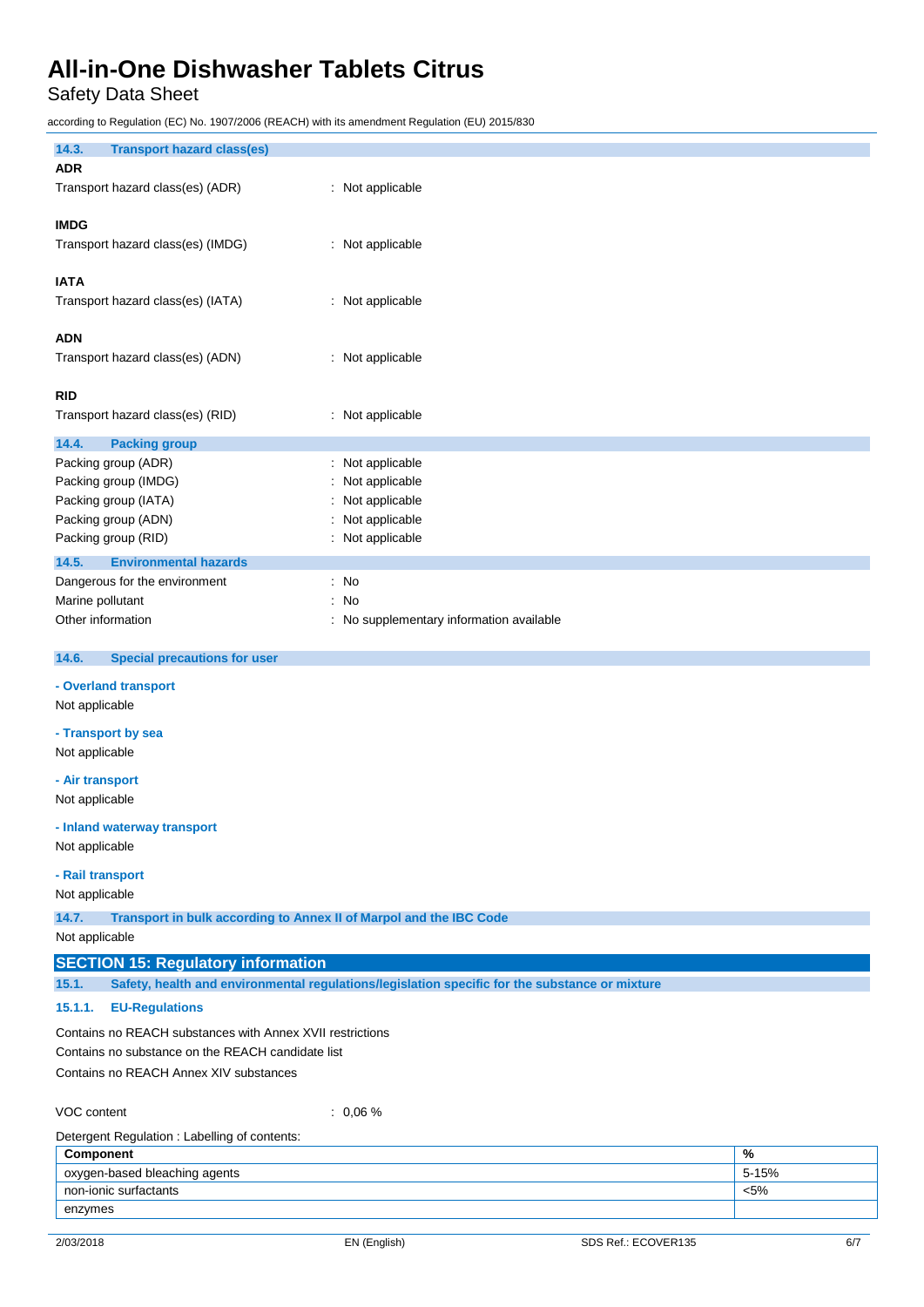### 14.3. Transport hazard class(es)

**ADR**

Transport hazard class(es) (ADR) : Not applicable

**IMDG**

Transport hazard class(es) (IMDG) : Not applicable

**IATA**

Transport hazard class(es) (IATA) : Not applicable

**ADN**

Transport hazard class(es) (ADN) : Not applicable

**RID**

Transport hazard class(es) (RID) : Not applicable

### 14.4. Packing group

Packing group (ADR) : Not applicable
Packing group (IMDG) : Not applicable
Packing group (IATA) : Not applicable
Packing group (ADN) : Not applicable
Packing group (RID) : Not applicable

### 14.5. Environmental hazards

Dangerous for the environment : No
Marine pollutant : No
Other information : No supplementary information available

### 14.6. Special precautions for user

**- Overland transport**

Not applicable

**- Transport by sea**

Not applicable

**- Air transport**

Not applicable

**- Inland waterway transport**

Not applicable

**- Rail transport**

Not applicable

### 14.7. Transport in bulk according to Annex II of Marpol and the IBC Code

Not applicable

## SECTION 15: Regulatory information

### 15.1. Safety, health and environmental regulations/legislation specific for the substance or mixture

#### 15.1.1. EU-Regulations

Contains no REACH substances with Annex XVII restrictions
Contains no substance on the REACH candidate list
Contains no REACH Annex XIV substances

VOC content : 0,06 %

Detergent Regulation : Labelling of contents:

| Component | % |
|---|---|
| oxygen-based bleaching agents | 5-15% |
| non-ionic surfactants | <5% |
| enzymes | |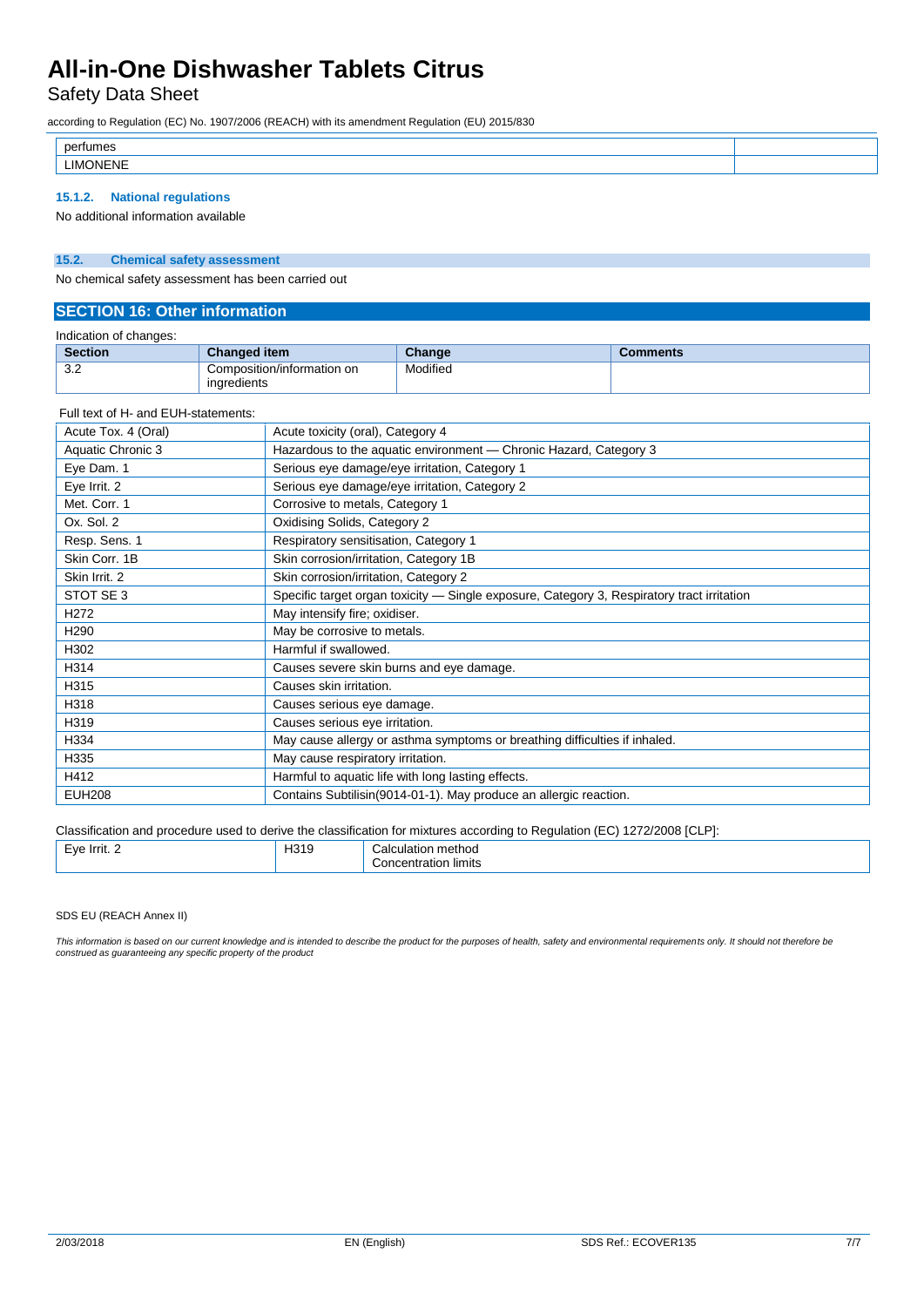| | |
|---|---|
| perfumes | |
| LIMONENE | |

#### 15.1.2. National regulations

No additional information available

### 15.2. Chemical safety assessment

No chemical safety assessment has been carried out

## SECTION 16: Other information

Indication of changes:

| Section | Changed item | Change | Comments |
|---|---|---|---|
| 3.2 | Composition/information on ingredients | Modified | |

Full text of H- and EUH-statements:

| | |
|---|---|
| Acute Tox. 4 (Oral) | Acute toxicity (oral), Category 4 |
| Aquatic Chronic 3 | Hazardous to the aquatic environment — Chronic Hazard, Category 3 |
| Eye Dam. 1 | Serious eye damage/eye irritation, Category 1 |
| Eye Irrit. 2 | Serious eye damage/eye irritation, Category 2 |
| Met. Corr. 1 | Corrosive to metals, Category 1 |
| Ox. Sol. 2 | Oxidising Solids, Category 2 |
| Resp. Sens. 1 | Respiratory sensitisation, Category 1 |
| Skin Corr. 1B | Skin corrosion/irritation, Category 1B |
| Skin Irrit. 2 | Skin corrosion/irritation, Category 2 |
| STOT SE 3 | Specific target organ toxicity — Single exposure, Category 3, Respiratory tract irritation |
| H272 | May intensify fire; oxidiser. |
| H290 | May be corrosive to metals. |
| H302 | Harmful if swallowed. |
| H314 | Causes severe skin burns and eye damage. |
| H315 | Causes skin irritation. |
| H318 | Causes serious eye damage. |
| H319 | Causes serious eye irritation. |
| H334 | May cause allergy or asthma symptoms or breathing difficulties if inhaled. |
| H335 | May cause respiratory irritation. |
| H412 | Harmful to aquatic life with long lasting effects. |
| EUH208 | Contains Subtilisin(9014-01-1). May produce an allergic reaction. |

Classification and procedure used to derive the classification for mixtures according to Regulation (EC) 1272/2008 [CLP]:

| | | |
|---|---|---|
| Eye Irrit. 2 | H319 | Calculation method<br>Concentration limits |

SDS EU (REACH Annex II)

*This information is based on our current knowledge and is intended to describe the product for the purposes of health, safety and environmental requirements only. It should not therefore be construed as guaranteeing any specific property of the product*